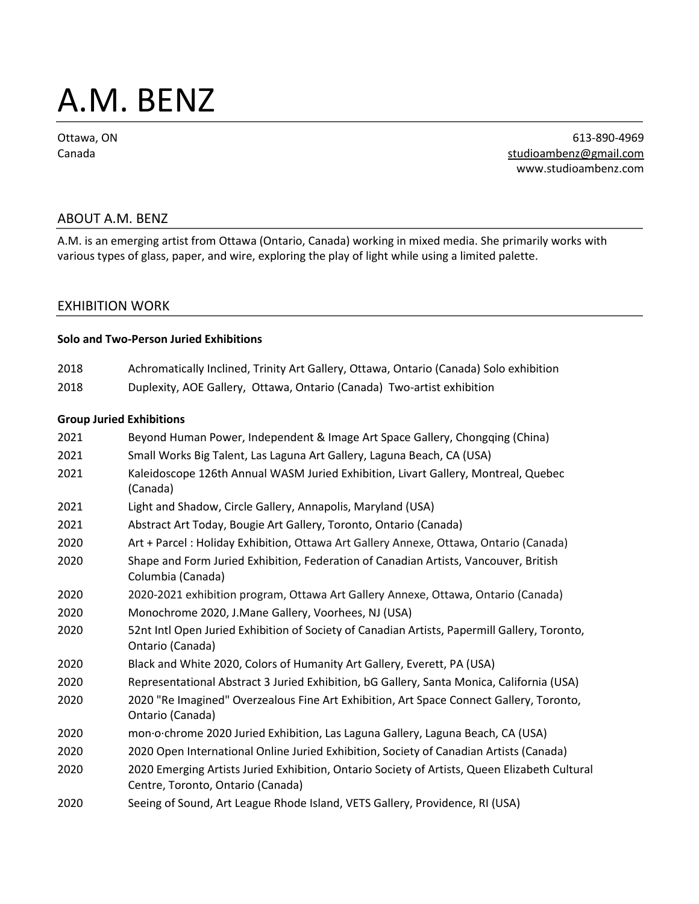# A.M. BENZ

Ottawa, ON
Canada

613-890-4969
studioambenz@gmail.com
www.studioambenz.com

## ABOUT A.M. BENZ

A.M. is an emerging artist from Ottawa (Ontario, Canada) working in mixed media. She primarily works with various types of glass, paper, and wire, exploring the play of light while using a limited palette.

## EXHIBITION WORK

**Solo and Two-Person Juried Exhibitions**

2018 Achromatically Inclined, Trinity Art Gallery, Ottawa, Ontario (Canada) Solo exhibition

2018 Duplexity, AOE Gallery, Ottawa, Ontario (Canada) Two-artist exhibition

**Group Juried Exhibitions**

2021 Beyond Human Power, Independent & Image Art Space Gallery, Chongqing (China)

2021 Small Works Big Talent, Las Laguna Art Gallery, Laguna Beach, CA (USA)

2021 Kaleidoscope 126th Annual WASM Juried Exhibition, Livart Gallery, Montreal, Quebec (Canada)

2021 Light and Shadow, Circle Gallery, Annapolis, Maryland (USA)

2021 Abstract Art Today, Bougie Art Gallery, Toronto, Ontario (Canada)

2020 Art + Parcel : Holiday Exhibition, Ottawa Art Gallery Annexe, Ottawa, Ontario (Canada)

2020 Shape and Form Juried Exhibition, Federation of Canadian Artists, Vancouver, British Columbia (Canada)

2020 2020-2021 exhibition program, Ottawa Art Gallery Annexe, Ottawa, Ontario (Canada)

2020 Monochrome 2020, J.Mane Gallery, Voorhees, NJ (USA)

2020 52nt Intl Open Juried Exhibition of Society of Canadian Artists, Papermill Gallery, Toronto, Ontario (Canada)

2020 Black and White 2020, Colors of Humanity Art Gallery, Everett, PA (USA)

2020 Representational Abstract 3 Juried Exhibition, bG Gallery, Santa Monica, California (USA)

2020 2020 "Re Imagined" Overzealous Fine Art Exhibition, Art Space Connect Gallery, Toronto, Ontario (Canada)

2020 mon·o·chrome 2020 Juried Exhibition, Las Laguna Gallery, Laguna Beach, CA (USA)

2020 2020 Open International Online Juried Exhibition, Society of Canadian Artists (Canada)

2020 2020 Emerging Artists Juried Exhibition, Ontario Society of Artists, Queen Elizabeth Cultural Centre, Toronto, Ontario (Canada)

2020 Seeing of Sound, Art League Rhode Island, VETS Gallery, Providence, RI (USA)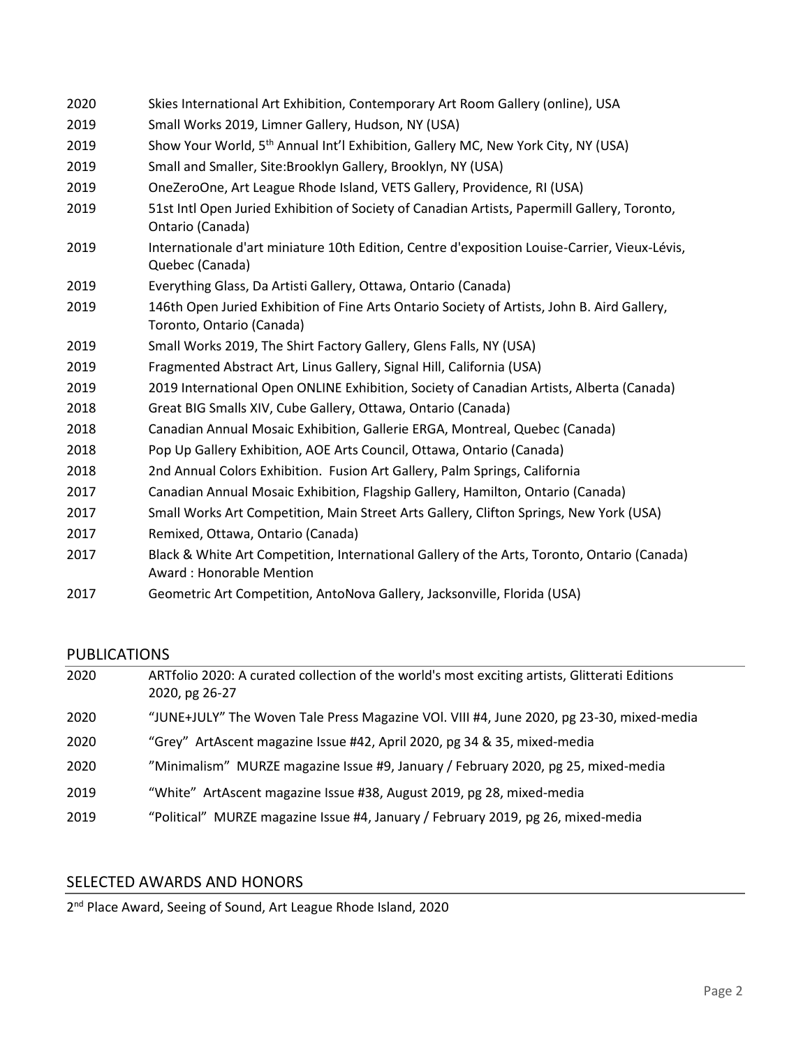| | |
|---|---|
| 2020 | Skies International Art Exhibition, Contemporary Art Room Gallery (online), USA |
| 2019 | Small Works 2019, Limner Gallery, Hudson, NY (USA) |
| 2019 | Show Your World, 5th Annual Int'l Exhibition, Gallery MC, New York City, NY (USA) |
| 2019 | Small and Smaller, Site:Brooklyn Gallery, Brooklyn, NY (USA) |
| 2019 | OneZeroOne, Art League Rhode Island, VETS Gallery, Providence, RI (USA) |
| 2019 | 51st Intl Open Juried Exhibition of Society of Canadian Artists, Papermill Gallery, Toronto, Ontario (Canada) |
| 2019 | Internationale d'art miniature 10th Edition, Centre d'exposition Louise-Carrier, Vieux-Lévis, Quebec (Canada) |
| 2019 | Everything Glass, Da Artisti Gallery, Ottawa, Ontario (Canada) |
| 2019 | 146th Open Juried Exhibition of Fine Arts Ontario Society of Artists, John B. Aird Gallery, Toronto, Ontario (Canada) |
| 2019 | Small Works 2019, The Shirt Factory Gallery, Glens Falls, NY (USA) |
| 2019 | Fragmented Abstract Art, Linus Gallery, Signal Hill, California (USA) |
| 2019 | 2019 International Open ONLINE Exhibition, Society of Canadian Artists, Alberta (Canada) |
| 2018 | Great BIG Smalls XIV, Cube Gallery, Ottawa, Ontario (Canada) |
| 2018 | Canadian Annual Mosaic Exhibition, Gallerie ERGA, Montreal, Quebec (Canada) |
| 2018 | Pop Up Gallery Exhibition, AOE Arts Council, Ottawa, Ontario (Canada) |
| 2018 | 2nd Annual Colors Exhibition. Fusion Art Gallery, Palm Springs, California |
| 2017 | Canadian Annual Mosaic Exhibition, Flagship Gallery, Hamilton, Ontario (Canada) |
| 2017 | Small Works Art Competition, Main Street Arts Gallery, Clifton Springs, New York (USA) |
| 2017 | Remixed, Ottawa, Ontario (Canada) |
| 2017 | Black & White Art Competition, International Gallery of the Arts, Toronto, Ontario (Canada) Award : Honorable Mention |
| 2017 | Geometric Art Competition, AntoNova Gallery, Jacksonville, Florida (USA) |

## PUBLICATIONS

| | |
|---|---|
| 2020 | ARTfolio 2020: A curated collection of the world's most exciting artists, Glitterati Editions 2020, pg 26-27 |
| 2020 | "JUNE+JULY" The Woven Tale Press Magazine VOl. VIII #4, June 2020, pg 23-30, mixed-media |
| 2020 | "Grey" ArtAscent magazine Issue #42, April 2020, pg 34 & 35, mixed-media |
| 2020 | "Minimalism" MURZE magazine Issue #9, January / February 2020, pg 25, mixed-media |
| 2019 | "White" ArtAscent magazine Issue #38, August 2019, pg 28, mixed-media |
| 2019 | "Political" MURZE magazine Issue #4, January / February 2019, pg 26, mixed-media |

## SELECTED AWARDS AND HONORS

2nd Place Award, Seeing of Sound, Art League Rhode Island, 2020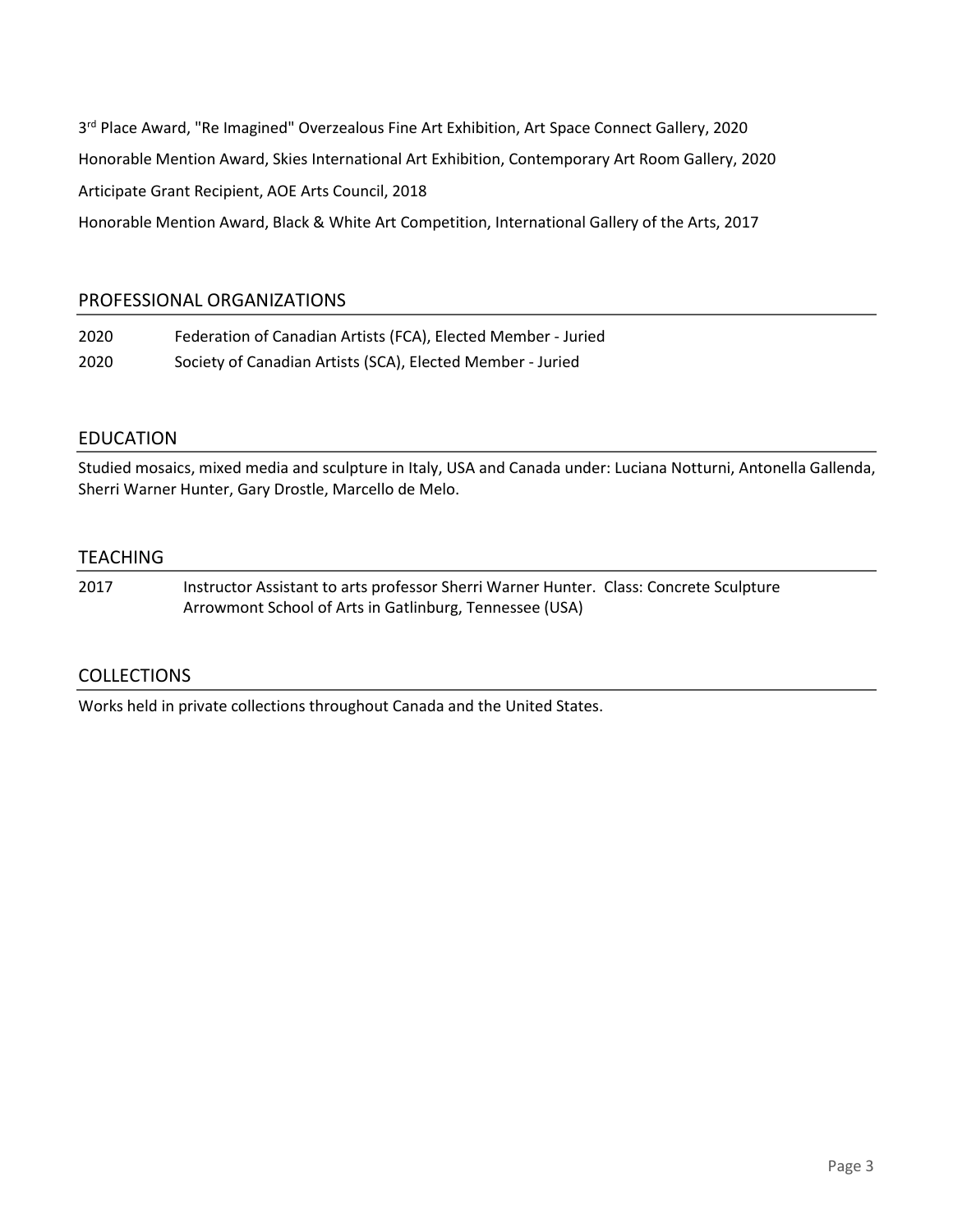3rd Place Award, "Re Imagined" Overzealous Fine Art Exhibition, Art Space Connect Gallery, 2020

Honorable Mention Award, Skies International Art Exhibition, Contemporary Art Room Gallery, 2020

Articipate Grant Recipient, AOE Arts Council, 2018

Honorable Mention Award, Black & White Art Competition, International Gallery of the Arts, 2017

## PROFESSIONAL ORGANIZATIONS

2020 Federation of Canadian Artists (FCA), Elected Member - Juried

2020 Society of Canadian Artists (SCA), Elected Member - Juried

## EDUCATION

Studied mosaics, mixed media and sculpture in Italy, USA and Canada under: Luciana Notturni, Antonella Gallenda, Sherri Warner Hunter, Gary Drostle, Marcello de Melo.

## TEACHING

2017 Instructor Assistant to arts professor Sherri Warner Hunter. Class: Concrete Sculpture
Arrowmont School of Arts in Gatlinburg, Tennessee (USA)

## COLLECTIONS

Works held in private collections throughout Canada and the United States.